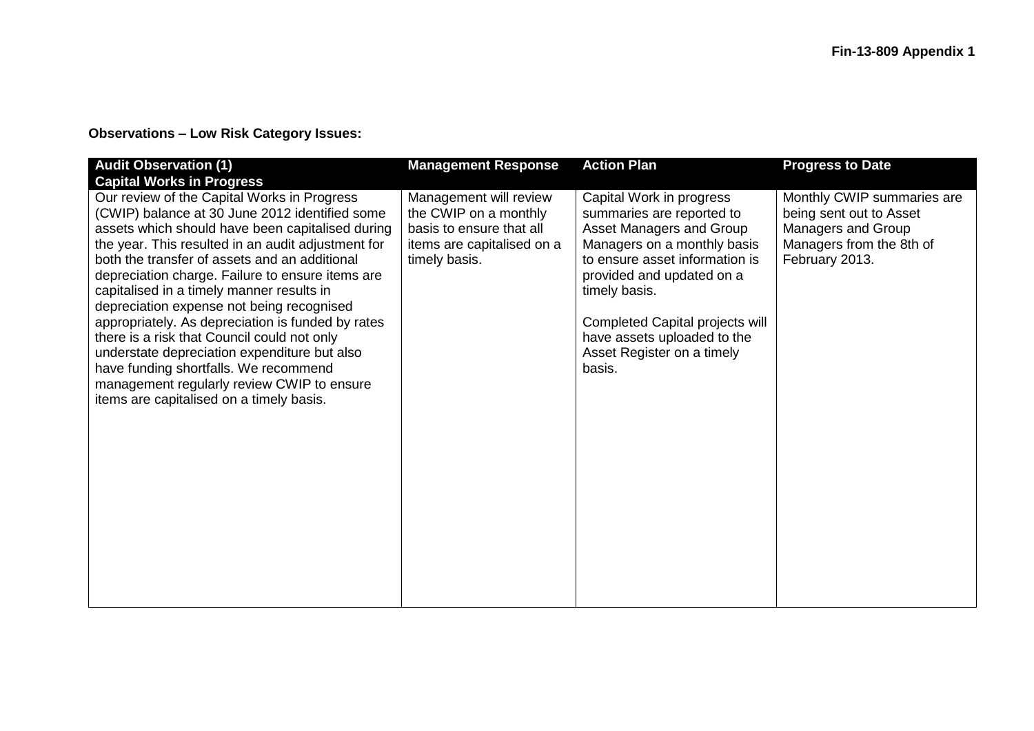Fin-13-809 Appendix 1

**Observations – Low Risk Category Issues:**

| Audit Observation (1) Capital Works in Progress | Management Response | Action Plan | Progress to Date |
|---|---|---|---|
| Our review of the Capital Works in Progress (CWIP) balance at 30 June 2012 identified some assets which should have been capitalised during the year. This resulted in an audit adjustment for both the transfer of assets and an additional depreciation charge. Failure to ensure items are capitalised in a timely manner results in depreciation expense not being recognised appropriately. As depreciation is funded by rates there is a risk that Council could not only understate depreciation expenditure but also have funding shortfalls. We recommend management regularly review CWIP to ensure items are capitalised on a timely basis. | Management will review the CWIP on a monthly basis to ensure that all items are capitalised on a timely basis. | Capital Work in progress summaries are reported to Asset Managers and Group Managers on a monthly basis to ensure asset information is provided and updated on a timely basis.<br><br>Completed Capital projects will have assets uploaded to the Asset Register on a timely basis. | Monthly CWIP summaries are being sent out to Asset Managers and Group Managers from the 8th of February 2013. |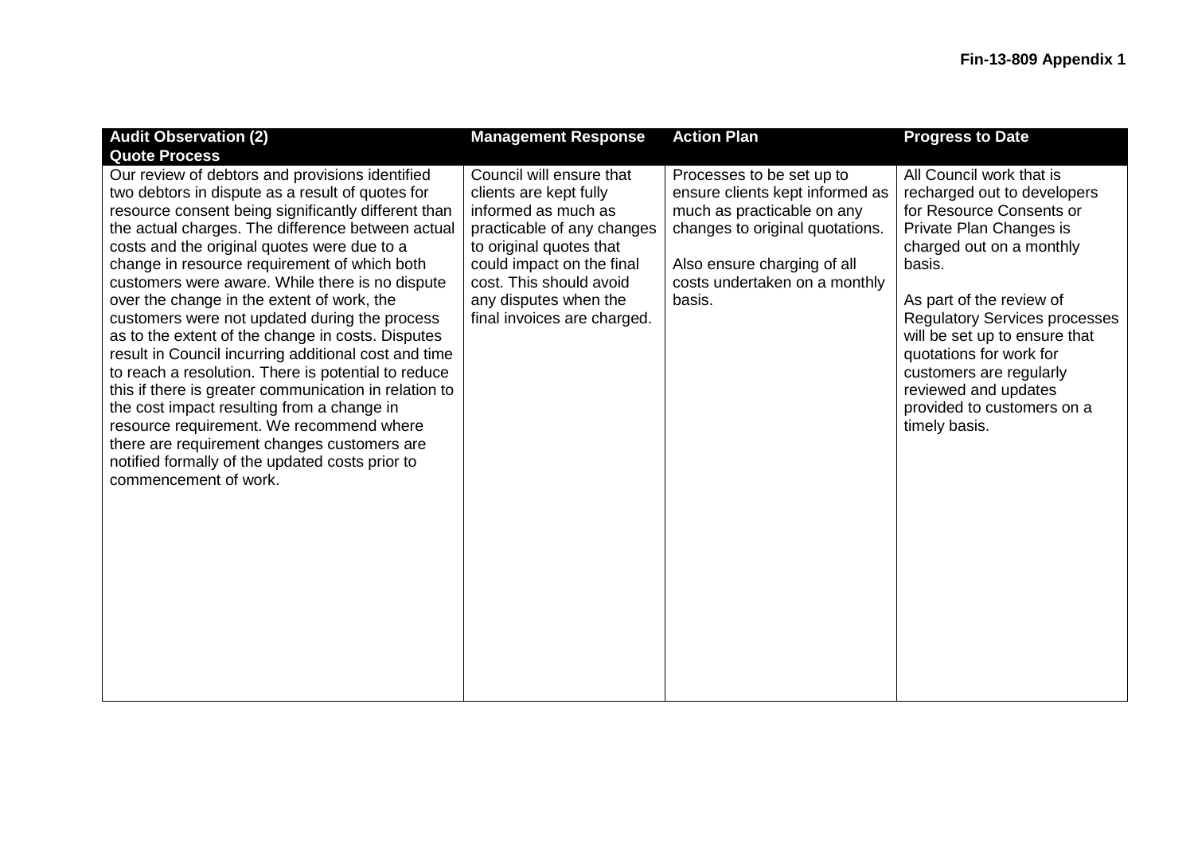| Audit Observation (2) Quote Process | Management Response | Action Plan | Progress to Date |
| --- | --- | --- | --- |
| Our review of debtors and provisions identified two debtors in dispute as a result of quotes for resource consent being significantly different than the actual charges. The difference between actual costs and the original quotes were due to a change in resource requirement of which both customers were aware. While there is no dispute over the change in the extent of work, the customers were not updated during the process as to the extent of the change in costs. Disputes result in Council incurring additional cost and time to reach a resolution. There is potential to reduce this if there is greater communication in relation to the cost impact resulting from a change in resource requirement. We recommend where there are requirement changes customers are notified formally of the updated costs prior to commencement of work. | Council will ensure that clients are kept fully informed as much as practicable of any changes to original quotes that could impact on the final cost. This should avoid any disputes when the final invoices are charged. | Processes to be set up to ensure clients kept informed as much as practicable on any changes to original quotations.<br><br>Also ensure charging of all costs undertaken on a monthly basis. | All Council work that is recharged out to developers for Resource Consents or Private Plan Changes is charged out on a monthly basis.<br><br>As part of the review of Regulatory Services processes will be set up to ensure that quotations for work for customers are regularly reviewed and updates provided to customers on a timely basis. |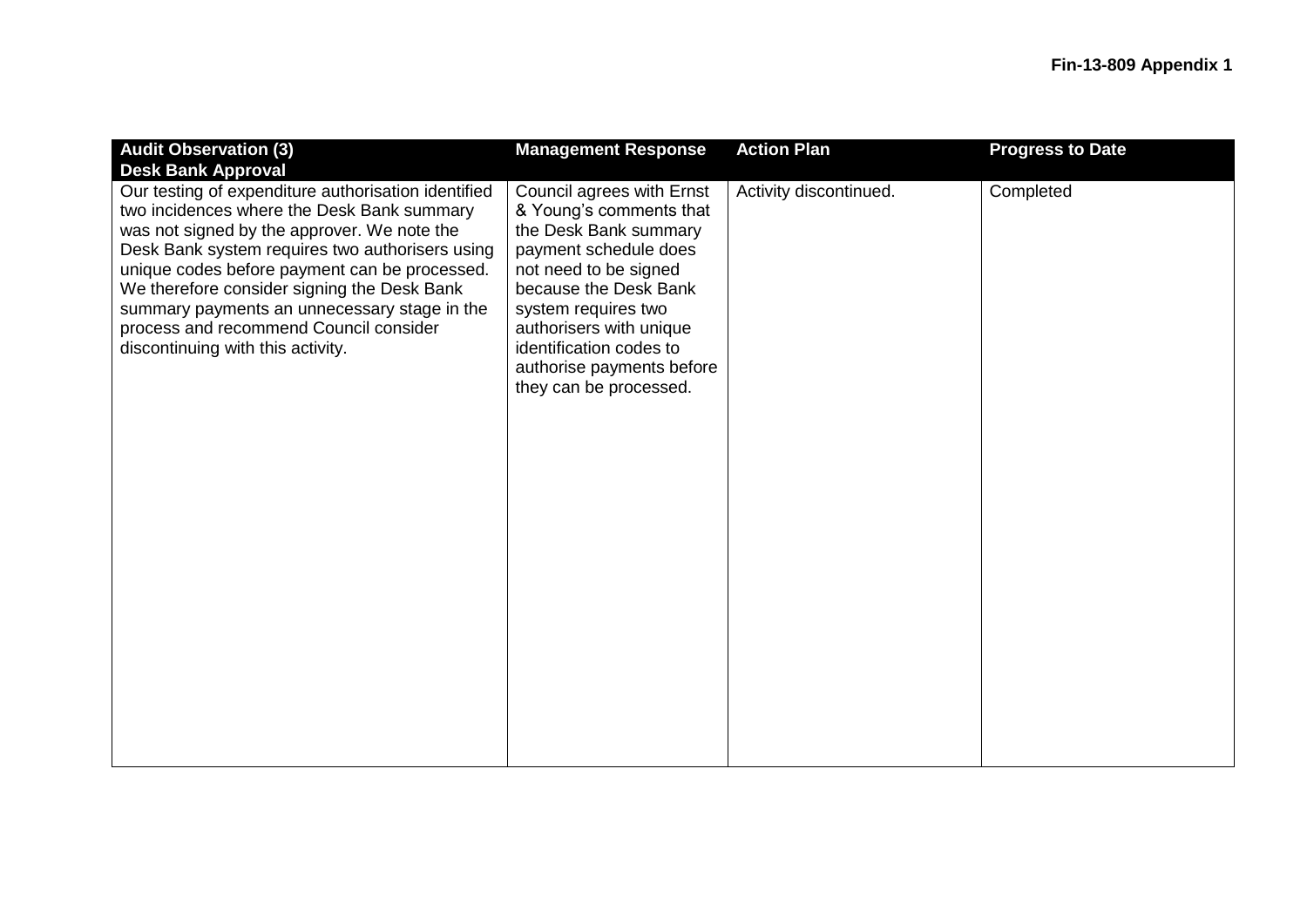| Audit Observation (3) Desk Bank Approval | Management Response | Action Plan | Progress to Date |
| --- | --- | --- | --- |
| Our testing of expenditure authorisation identified two incidences where the Desk Bank summary was not signed by the approver. We note the Desk Bank system requires two authorisers using unique codes before payment can be processed. We therefore consider signing the Desk Bank summary payments an unnecessary stage in the process and recommend Council consider discontinuing with this activity. | Council agrees with Ernst & Young's comments that the Desk Bank summary payment schedule does not need to be signed because the Desk Bank system requires two authorisers with unique identification codes to authorise payments before they can be processed. | Activity discontinued. | Completed |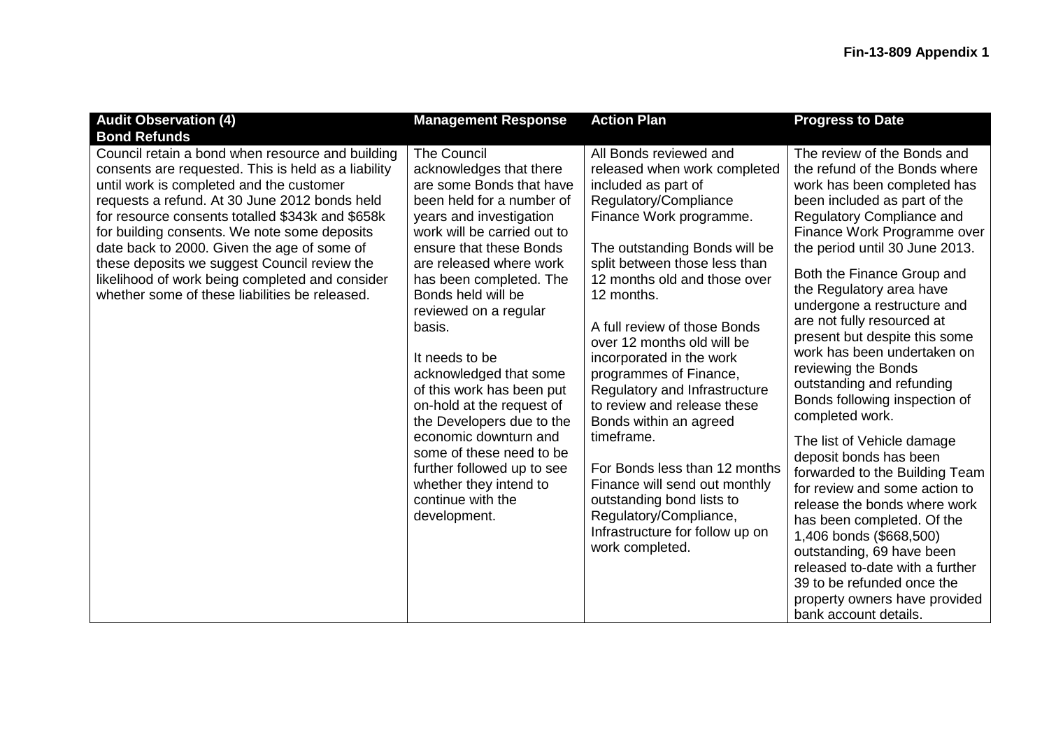**Fin-13-809 Appendix 1**

| Audit Observation (4) Bond Refunds | Management Response | Action Plan | Progress to Date |
|---|---|---|---|
| Council retain a bond when resource and building consents are requested. This is held as a liability until work is completed and the customer requests a refund. At 30 June 2012 bonds held for resource consents totalled \$343k and \$658k for building consents. We note some deposits date back to 2000. Given the age of some of these deposits we suggest Council review the likelihood of work being completed and consider whether some of these liabilities be released. | The Council acknowledges that there are some Bonds that have been held for a number of years and investigation work will be carried out to ensure that these Bonds are released where work has been completed. The Bonds held will be reviewed on a regular basis.<br><br>It needs to be acknowledged that some of this work has been put on-hold at the request of the Developers due to the economic downturn and some of these need to be further followed up to see whether they intend to continue with the development. | All Bonds reviewed and released when work completed included as part of Regulatory/Compliance Finance Work programme.<br><br>The outstanding Bonds will be split between those less than 12 months old and those over 12 months.<br><br>A full review of those Bonds over 12 months old will be incorporated in the work programmes of Finance, Regulatory and Infrastructure to review and release these Bonds within an agreed timeframe.<br><br>For Bonds less than 12 months Finance will send out monthly outstanding bond lists to Regulatory/Compliance, Infrastructure for follow up on work completed. | The review of the Bonds and the refund of the Bonds where work has been completed has been included as part of the Regulatory Compliance and Finance Work Programme over the period until 30 June 2013.<br><br>Both the Finance Group and the Regulatory area have undergone a restructure and are not fully resourced at present but despite this some work has been undertaken on reviewing the Bonds outstanding and refunding Bonds following inspection of completed work.<br><br>The list of Vehicle damage deposit bonds has been forwarded to the Building Team for review and some action to release the bonds where work has been completed. Of the 1,406 bonds (\$668,500) outstanding, 69 have been released to-date with a further 39 to be refunded once the property owners have provided bank account details. |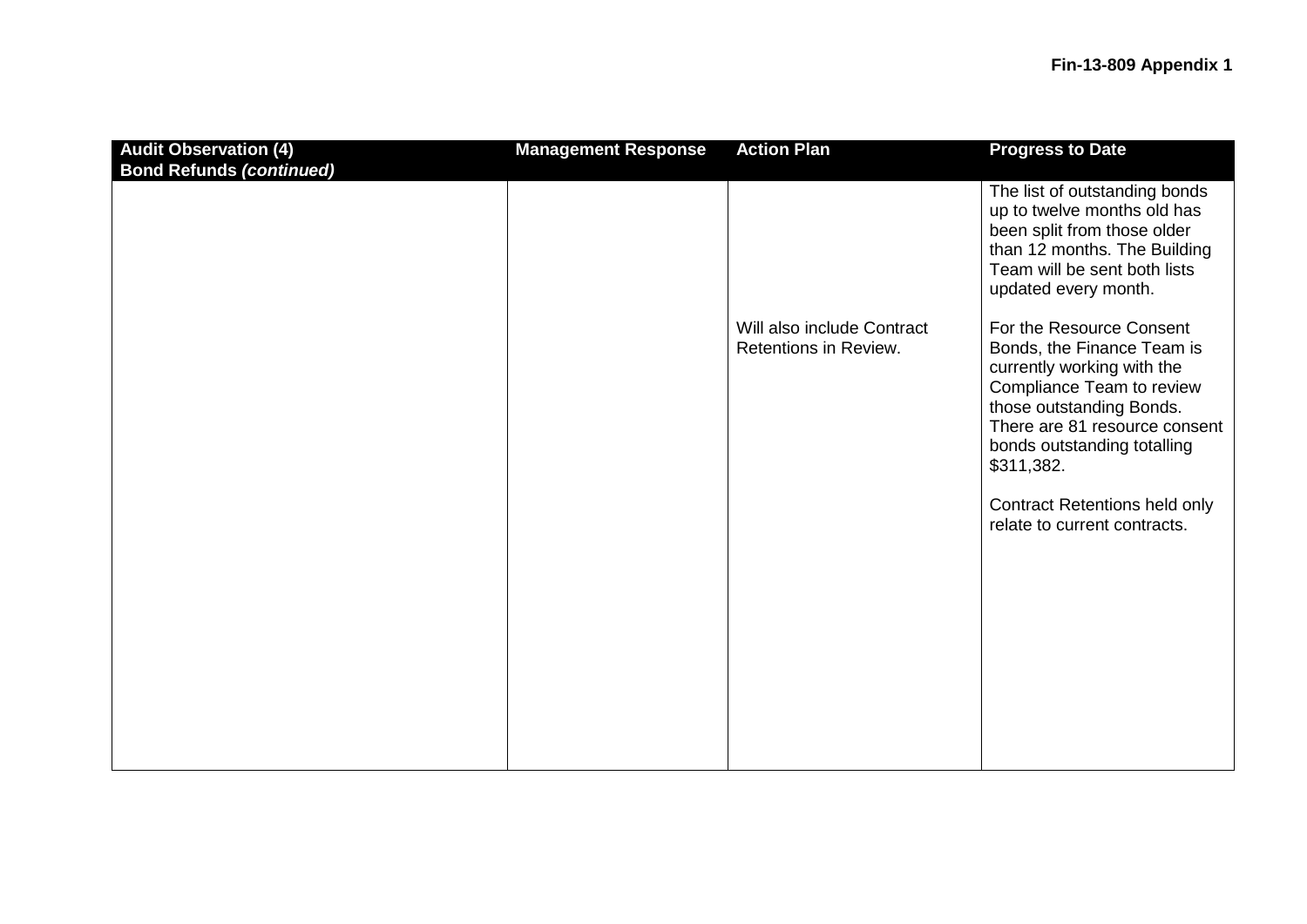| Audit Observation (4) Bond Refunds *(continued)* | Management Response | Action Plan | Progress to Date |
|---|---|---|---|
| | | | The list of outstanding bonds up to twelve months old has been split from those older than 12 months. The Building Team will be sent both lists updated every month. |
| | | Will also include Contract Retentions in Review. | For the Resource Consent Bonds, the Finance Team is currently working with the Compliance Team to review those outstanding Bonds. There are 81 resource consent bonds outstanding totalling $311,382.<br><br>Contract Retentions held only relate to current contracts. |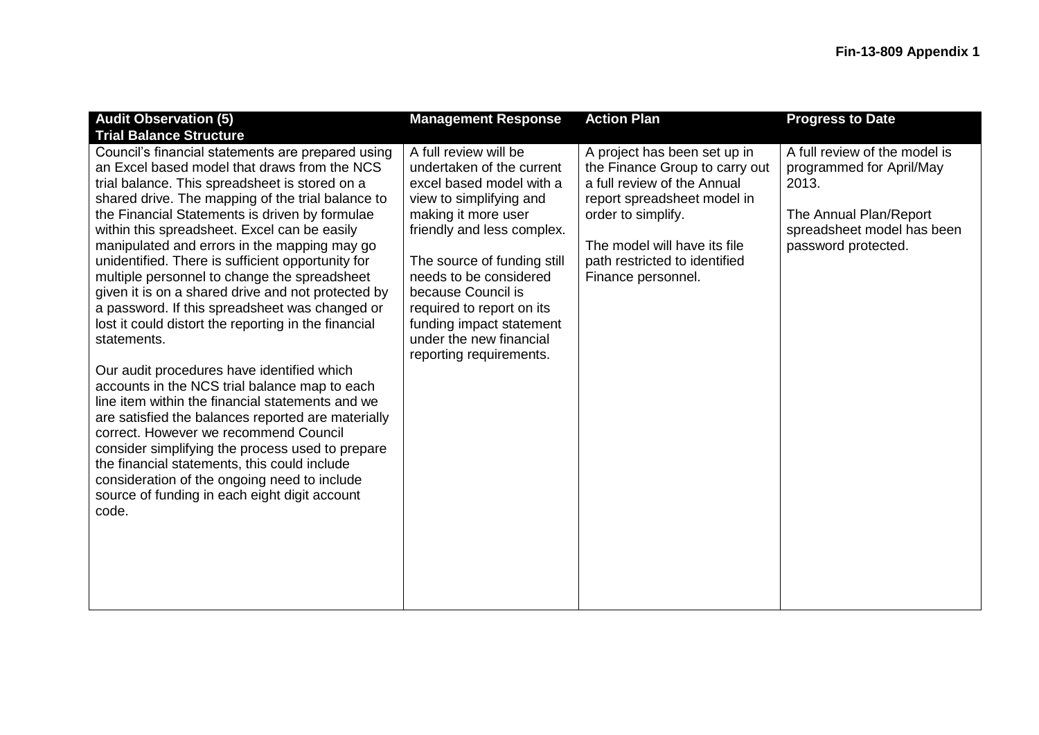**Fin-13-809 Appendix 1**

| Audit Observation (5) Trial Balance Structure | Management Response | Action Plan | Progress to Date |
|---|---|---|---|
| Council's financial statements are prepared using an Excel based model that draws from the NCS trial balance. This spreadsheet is stored on a shared drive. The mapping of the trial balance to the Financial Statements is driven by formulae within this spreadsheet. Excel can be easily manipulated and errors in the mapping may go unidentified. There is sufficient opportunity for multiple personnel to change the spreadsheet given it is on a shared drive and not protected by a password. If this spreadsheet was changed or lost it could distort the reporting in the financial statements.<br><br>Our audit procedures have identified which accounts in the NCS trial balance map to each line item within the financial statements and we are satisfied the balances reported are materially correct. However we recommend Council consider simplifying the process used to prepare the financial statements, this could include consideration of the ongoing need to include source of funding in each eight digit account code. | A full review will be undertaken of the current excel based model with a view to simplifying and making it more user friendly and less complex.<br><br>The source of funding still needs to be considered because Council is required to report on its funding impact statement under the new financial reporting requirements. | A project has been set up in the Finance Group to carry out a full review of the Annual report spreadsheet model in order to simplify.<br><br>The model will have its file path restricted to identified Finance personnel. | A full review of the model is programmed for April/May 2013.<br><br>The Annual Plan/Report spreadsheet model has been password protected. |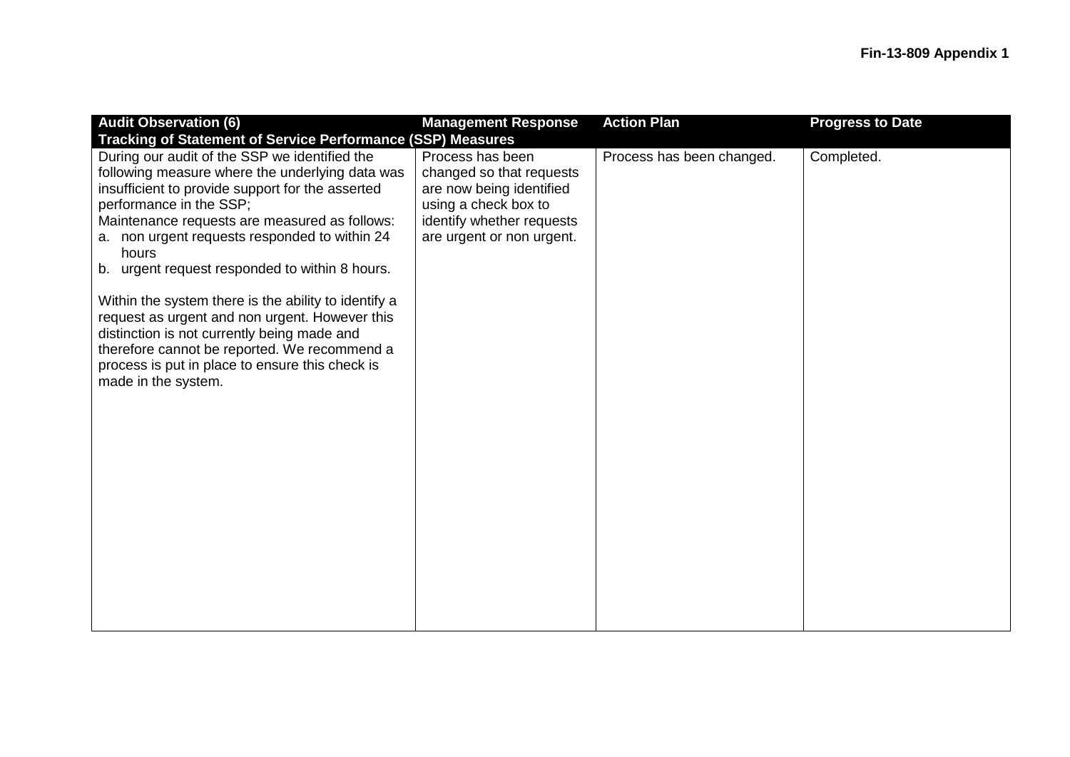**Fin-13-809 Appendix 1**

| Audit Observation (6) Tracking of Statement of Service Performance (SSP) Measures | Management Response | Action Plan | Progress to Date |
|---|---|---|---|
| During our audit of the SSP we identified the following measure where the underlying data was insufficient to provide support for the asserted performance in the SSP;<br>Maintenance requests are measured as follows:<br>a. non urgent requests responded to within 24 hours<br>b. urgent request responded to within 8 hours.<br><br>Within the system there is the ability to identify a request as urgent and non urgent. However this distinction is not currently being made and therefore cannot be reported. We recommend a process is put in place to ensure this check is made in the system. | Process has been changed so that requests are now being identified using a check box to identify whether requests are urgent or non urgent. | Process has been changed. | Completed. |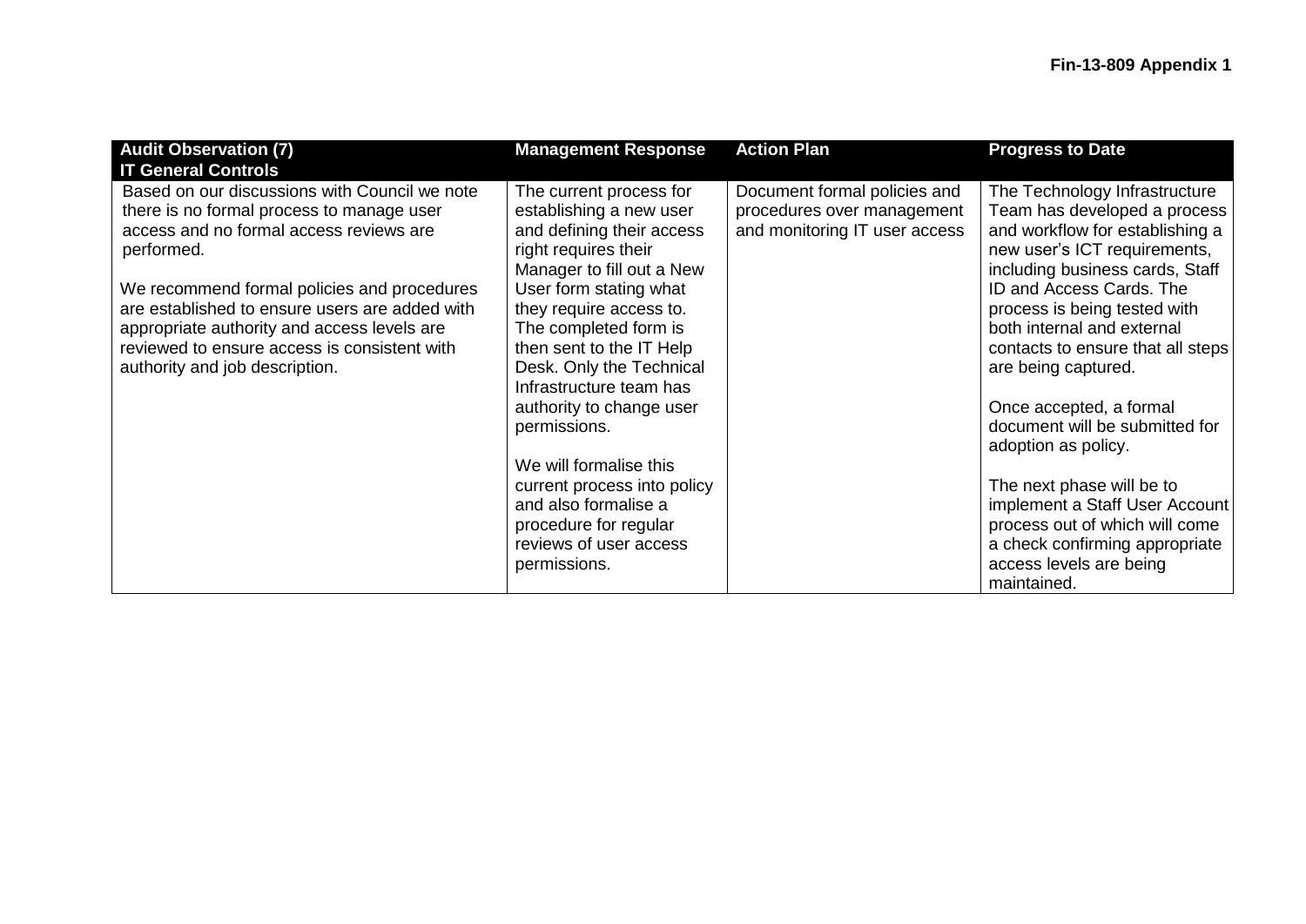**Fin-13-809 Appendix 1**

| Audit Observation (7)<br>IT General Controls | Management Response | Action Plan | Progress to Date |
|---|---|---|---|
| Based on our discussions with Council we note there is no formal process to manage user access and no formal access reviews are performed.<br><br>We recommend formal policies and procedures are established to ensure users are added with appropriate authority and access levels are reviewed to ensure access is consistent with authority and job description. | The current process for establishing a new user and defining their access right requires their Manager to fill out a New User form stating what they require access to. The completed form is then sent to the IT Help Desk. Only the Technical Infrastructure team has authority to change user permissions.<br><br>We will formalise this current process into policy and also formalise a procedure for regular reviews of user access permissions. | Document formal policies and procedures over management and monitoring IT user access | The Technology Infrastructure Team has developed a process and workflow for establishing a new user's ICT requirements, including business cards, Staff ID and Access Cards. The process is being tested with both internal and external contacts to ensure that all steps are being captured.<br><br>Once accepted, a formal document will be submitted for adoption as policy.<br><br>The next phase will be to implement a Staff User Account process out of which will come a check confirming appropriate access levels are being maintained. |